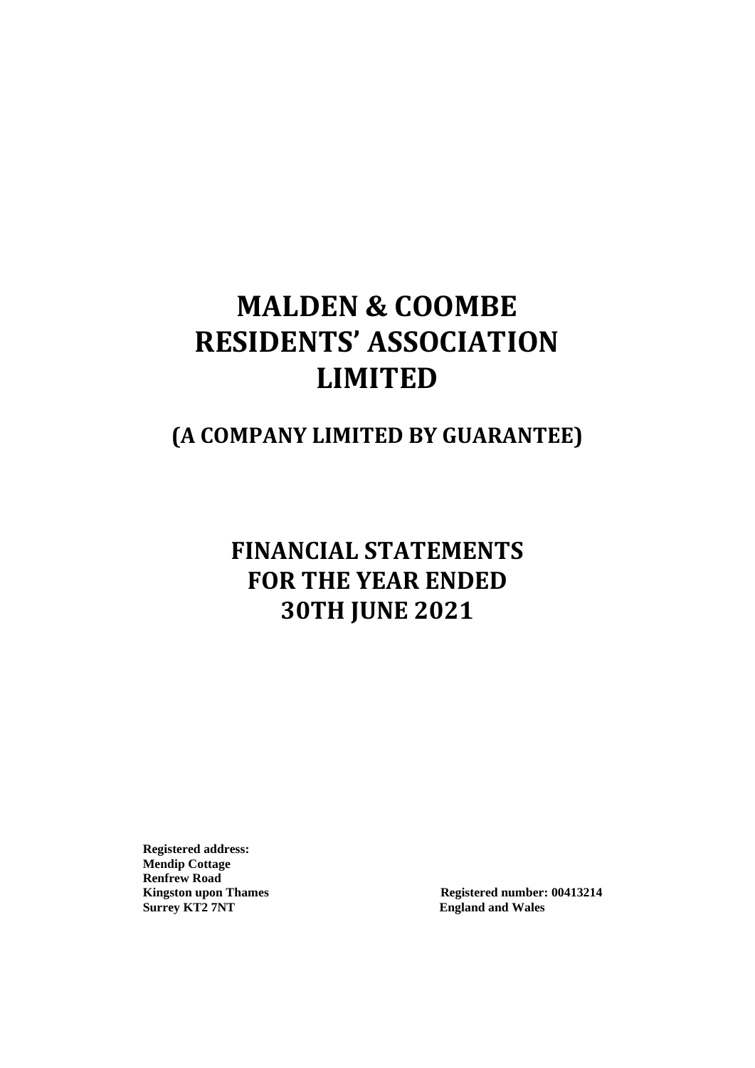# MALDEN & COOMBE RESIDENTS' ASSOCIATION LIMITED

## (A COMPANY LIMITED BY GUARANTEE)

# FINANCIAL STATEMENTS FOR THE YEAR ENDED 30TH JUNE 2021

**Registered address:**
**Mendip Cottage**
**Renfrew Road**
**Kingston upon Thames**
**Surrey KT2 7NT**

**Registered number: 00413214**
**England and Wales**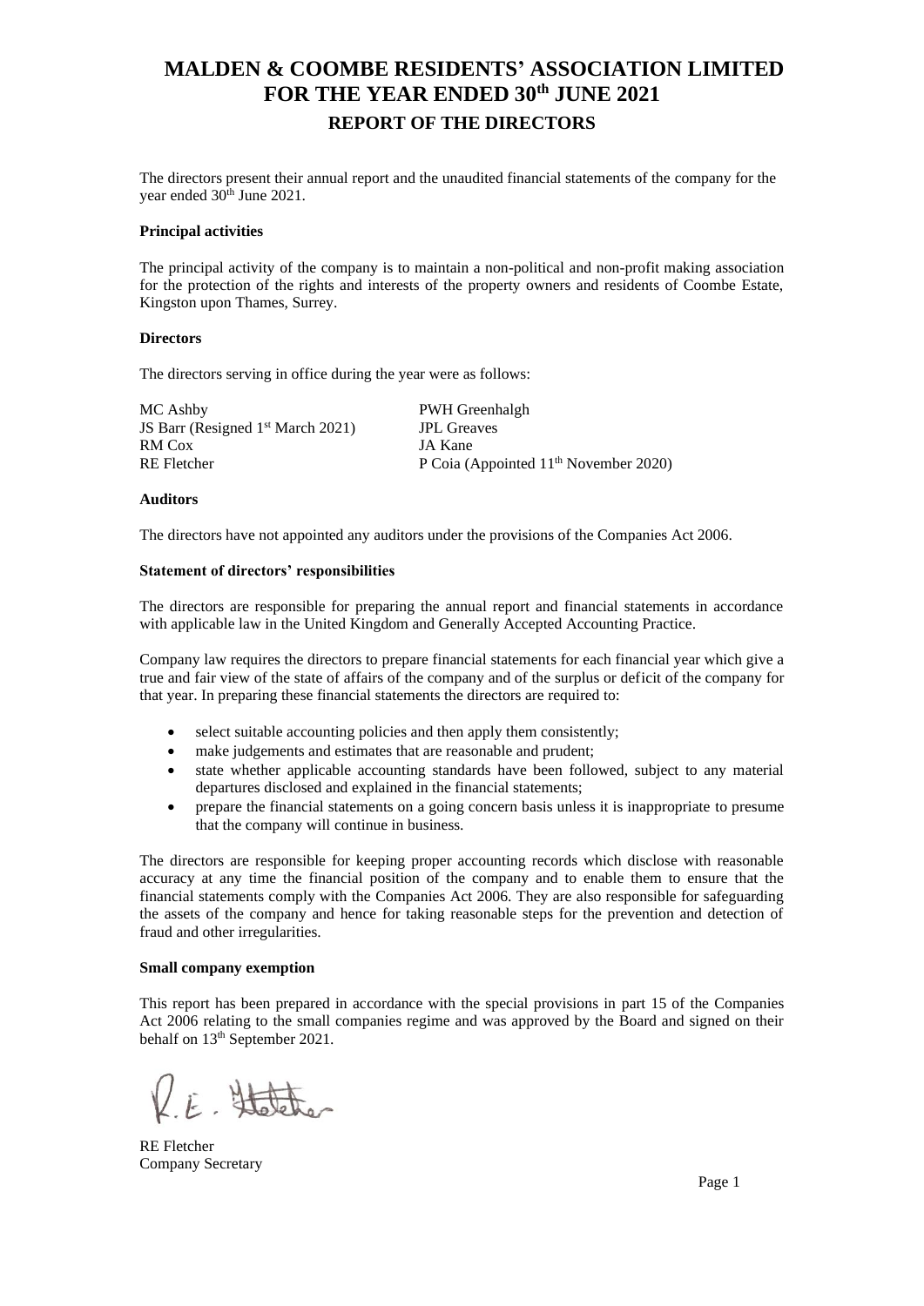# MALDEN & COOMBE RESIDENTS' ASSOCIATION LIMITED
# FOR THE YEAR ENDED 30th JUNE 2021
## REPORT OF THE DIRECTORS

The directors present their annual report and the unaudited financial statements of the company for the year ended 30th June 2021.

**Principal activities**

The principal activity of the company is to maintain a non-political and non-profit making association for the protection of the rights and interests of the property owners and residents of Coombe Estate, Kingston upon Thames, Surrey.

**Directors**

The directors serving in office during the year were as follows:

MC Ashby
JS Barr (Resigned 1st March 2021)
RM Cox
RE Fletcher
PWH Greenhalgh
JPL Greaves
JA Kane
P Coia (Appointed 11th November 2020)

**Auditors**

The directors have not appointed any auditors under the provisions of the Companies Act 2006.

**Statement of directors' responsibilities**

The directors are responsible for preparing the annual report and financial statements in accordance with applicable law in the United Kingdom and Generally Accepted Accounting Practice.

Company law requires the directors to prepare financial statements for each financial year which give a true and fair view of the state of affairs of the company and of the surplus or deficit of the company for that year. In preparing these financial statements the directors are required to:

- select suitable accounting policies and then apply them consistently;
- make judgements and estimates that are reasonable and prudent;
- state whether applicable accounting standards have been followed, subject to any material departures disclosed and explained in the financial statements;
- prepare the financial statements on a going concern basis unless it is inappropriate to presume that the company will continue in business.

The directors are responsible for keeping proper accounting records which disclose with reasonable accuracy at any time the financial position of the company and to enable them to ensure that the financial statements comply with the Companies Act 2006. They are also responsible for safeguarding the assets of the company and hence for taking reasonable steps for the prevention and detection of fraud and other irregularities.

**Small company exemption**

This report has been prepared in accordance with the special provisions in part 15 of the Companies Act 2006 relating to the small companies regime and was approved by the Board and signed on their behalf on 13th September 2021.

R.E. Fletcher

RE Fletcher
Company Secretary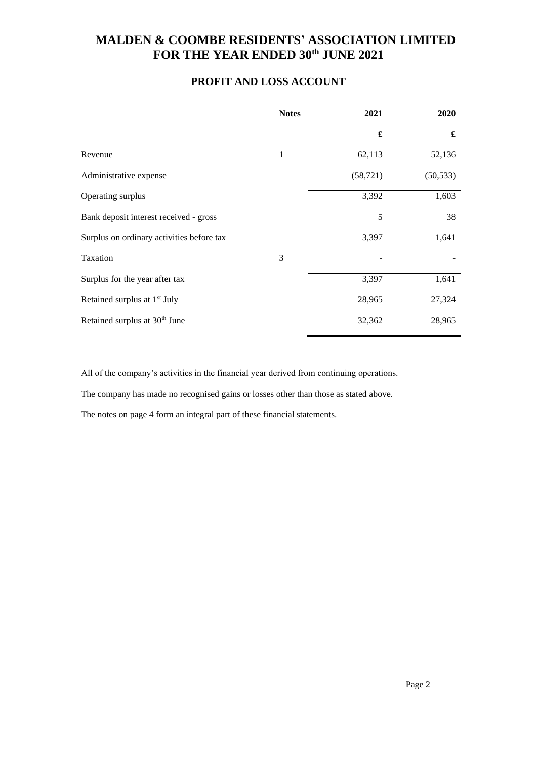# MALDEN & COOMBE RESIDENTS' ASSOCIATION LIMITED
# FOR THE YEAR ENDED 30th JUNE 2021

## PROFIT AND LOSS ACCOUNT

| | Notes | 2021 | 2020 |
|---|---|---|---|
| | | £ | £ |
| Revenue | 1 | 62,113 | 52,136 |
| Administrative expense | | (58,721) | (50,533) |
| Operating surplus | | 3,392 | 1,603 |
| Bank deposit interest received - gross | | 5 | 38 |
| Surplus on ordinary activities before tax | | 3,397 | 1,641 |
| Taxation | 3 | - | - |
| Surplus for the year after tax | | 3,397 | 1,641 |
| Retained surplus at 1st July | | 28,965 | 27,324 |
| Retained surplus at 30th June | | 32,362 | 28,965 |

All of the company's activities in the financial year derived from continuing operations.

The company has made no recognised gains or losses other than those as stated above.

The notes on page 4 form an integral part of these financial statements.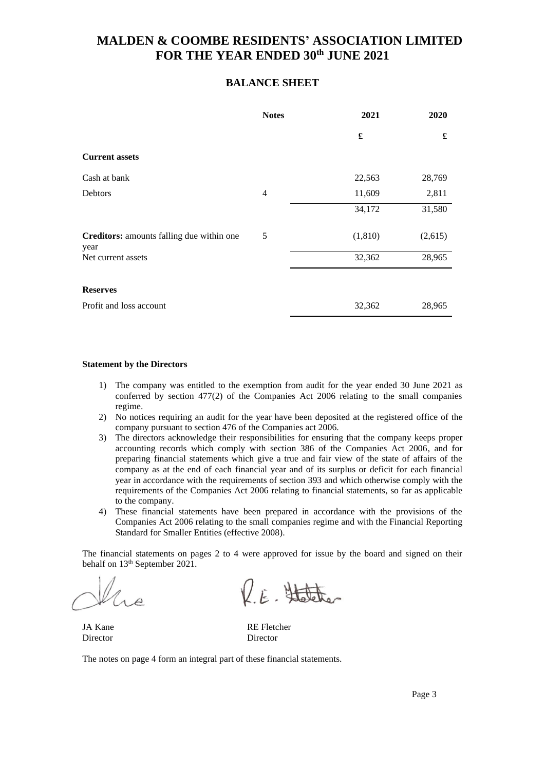# MALDEN & COOMBE RESIDENTS' ASSOCIATION LIMITED
# FOR THE YEAR ENDED 30th JUNE 2021

## BALANCE SHEET

| | Notes | 2021 | 2020 |
|---|---|---|---|
| | | £ | £ |
| **Current assets** | | | |
| Cash at bank | | 22,563 | 28,769 |
| Debtors | 4 | 11,609 | 2,811 |
| | | 34,172 | 31,580 |
| **Creditors:** amounts falling due within one year | 5 | (1,810) | (2,615) |
| Net current assets | | 32,362 | 28,965 |
| **Reserves** | | | |
| Profit and loss account | | 32,362 | 28,965 |

**Statement by the Directors**

1) The company was entitled to the exemption from audit for the year ended 30 June 2021 as conferred by section 477(2) of the Companies Act 2006 relating to the small companies regime.
2) No notices requiring an audit for the year have been deposited at the registered office of the company pursuant to section 476 of the Companies act 2006.
3) The directors acknowledge their responsibilities for ensuring that the company keeps proper accounting records which comply with section 386 of the Companies Act 2006, and for preparing financial statements which give a true and fair view of the state of affairs of the company as at the end of each financial year and of its surplus or deficit for each financial year in accordance with the requirements of section 393 and which otherwise comply with the requirements of the Companies Act 2006 relating to financial statements, so far as applicable to the company.
4) These financial statements have been prepared in accordance with the provisions of the Companies Act 2006 relating to the small companies regime and with the Financial Reporting Standard for Smaller Entities (effective 2008).

The financial statements on pages 2 to 4 were approved for issue by the board and signed on their behalf on 13th September 2021.

JA Kane
Director

RE Fletcher
Director

The notes on page 4 form an integral part of these financial statements.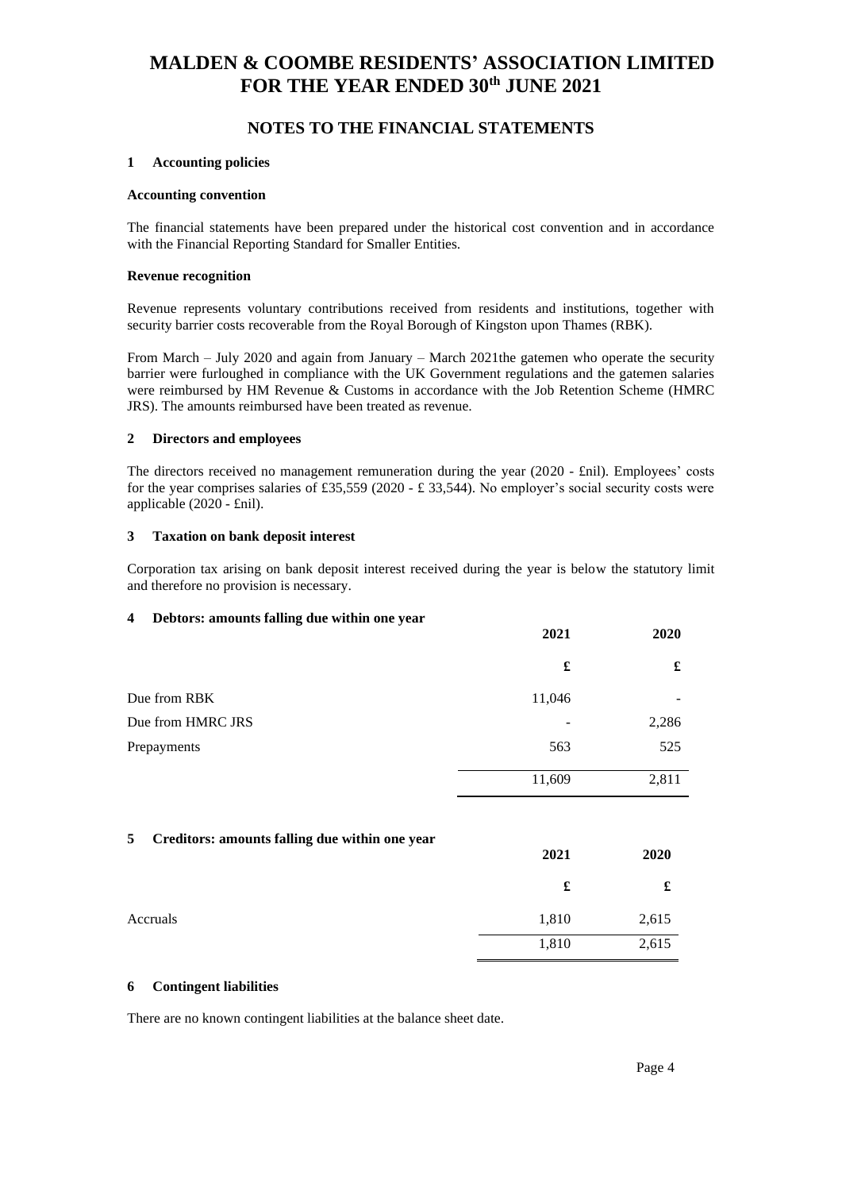# MALDEN & COOMBE RESIDENTS' ASSOCIATION LIMITED
# FOR THE YEAR ENDED 30th JUNE 2021

## NOTES TO THE FINANCIAL STATEMENTS

### 1 Accounting policies

**Accounting convention**

The financial statements have been prepared under the historical cost convention and in accordance with the Financial Reporting Standard for Smaller Entities.

**Revenue recognition**

Revenue represents voluntary contributions received from residents and institutions, together with security barrier costs recoverable from the Royal Borough of Kingston upon Thames (RBK).

From March – July 2020 and again from January – March 2021the gatemen who operate the security barrier were furloughed in compliance with the UK Government regulations and the gatemen salaries were reimbursed by HM Revenue & Customs in accordance with the Job Retention Scheme (HMRC JRS). The amounts reimbursed have been treated as revenue.

### 2 Directors and employees

The directors received no management remuneration during the year (2020 - £nil). Employees' costs for the year comprises salaries of £35,559 (2020 - £ 33,544). No employer's social security costs were applicable (2020 - £nil).

### 3 Taxation on bank deposit interest

Corporation tax arising on bank deposit interest received during the year is below the statutory limit and therefore no provision is necessary.

### 4 Debtors: amounts falling due within one year

| | 2021 | 2020 |
|---|---|---|
| | £ | £ |
| Due from RBK | 11,046 | - |
| Due from HMRC JRS | - | 2,286 |
| Prepayments | 563 | 525 |
| | 11,609 | 2,811 |

### 5 Creditors: amounts falling due within one year

| | 2021 | 2020 |
|---|---|---|
| | £ | £ |
| Accruals | 1,810 | 2,615 |
| | 1,810 | 2,615 |

### 6 Contingent liabilities

There are no known contingent liabilities at the balance sheet date.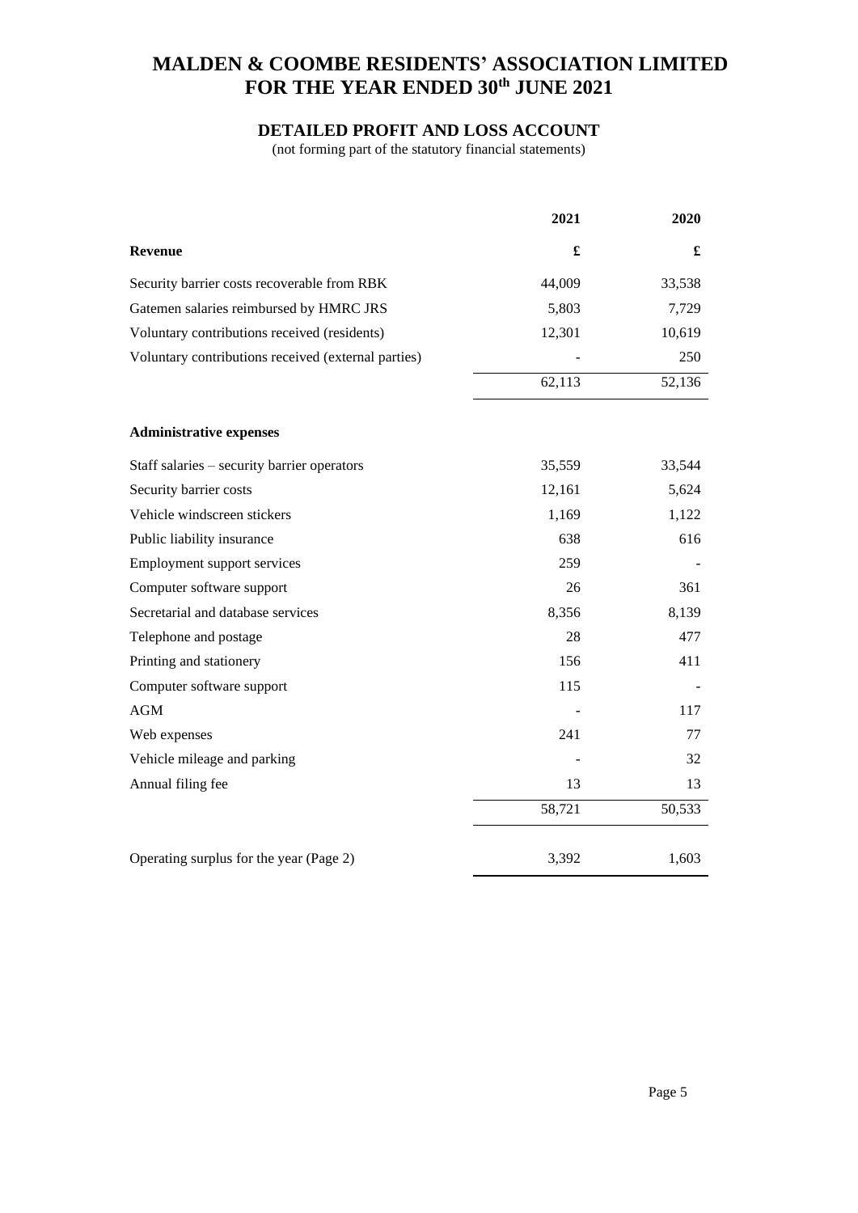# MALDEN & COOMBE RESIDENTS' ASSOCIATION LIMITED
# FOR THE YEAR ENDED 30th JUNE 2021

## DETAILED PROFIT AND LOSS ACCOUNT

(not forming part of the statutory financial statements)

| | 2021 | 2020 |
|---|---|---|
| **Revenue** | **£** | **£** |
| Security barrier costs recoverable from RBK | 44,009 | 33,538 |
| Gatemen salaries reimbursed by HMRC JRS | 5,803 | 7,729 |
| Voluntary contributions received (residents) | 12,301 | 10,619 |
| Voluntary contributions received (external parties) | - | 250 |
| | 62,113 | 52,136 |
| **Administrative expenses** | | |
| Staff salaries – security barrier operators | 35,559 | 33,544 |
| Security barrier costs | 12,161 | 5,624 |
| Vehicle windscreen stickers | 1,169 | 1,122 |
| Public liability insurance | 638 | 616 |
| Employment support services | 259 | - |
| Computer software support | 26 | 361 |
| Secretarial and database services | 8,356 | 8,139 |
| Telephone and postage | 28 | 477 |
| Printing and stationery | 156 | 411 |
| Computer software support | 115 | - |
| AGM | - | 117 |
| Web expenses | 241 | 77 |
| Vehicle mileage and parking | - | 32 |
| Annual filing fee | 13 | 13 |
| | 58,721 | 50,533 |
| Operating surplus for the year (Page 2) | 3,392 | 1,603 |